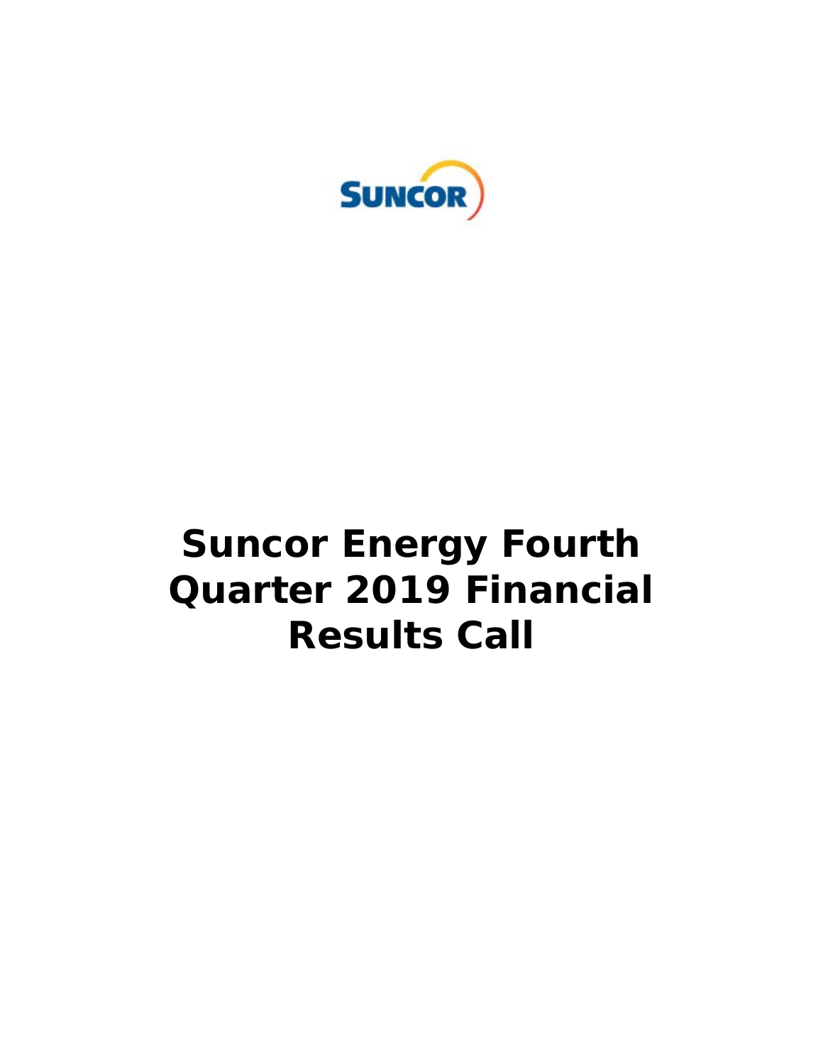SUNCOR

# Suncor Energy Fourth Quarter 2019 Financial Results Call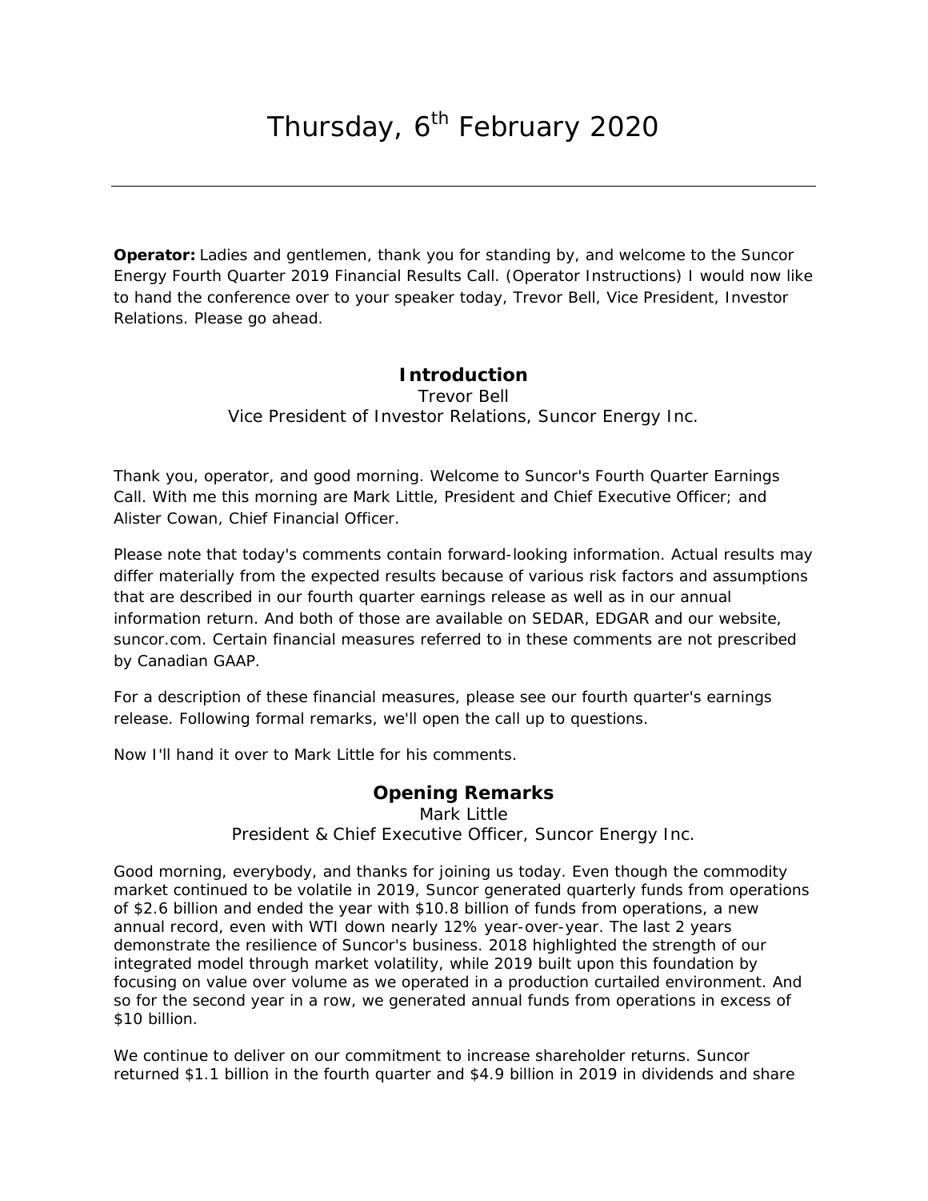# Thursday, 6th February 2020

---

**Operator:** Ladies and gentlemen, thank you for standing by, and welcome to the Suncor Energy Fourth Quarter 2019 Financial Results Call. (Operator Instructions) I would now like to hand the conference over to your speaker today, Trevor Bell, Vice President, Investor Relations. Please go ahead.

## Introduction

Trevor Bell
Vice President of Investor Relations, Suncor Energy Inc.

Thank you, operator, and good morning. Welcome to Suncor's Fourth Quarter Earnings Call. With me this morning are Mark Little, President and Chief Executive Officer; and Alister Cowan, Chief Financial Officer.

Please note that today's comments contain forward-looking information. Actual results may differ materially from the expected results because of various risk factors and assumptions that are described in our fourth quarter earnings release as well as in our annual information return. And both of those are available on SEDAR, EDGAR and our website, suncor.com. Certain financial measures referred to in these comments are not prescribed by Canadian GAAP.

For a description of these financial measures, please see our fourth quarter's earnings release. Following formal remarks, we'll open the call up to questions.

Now I'll hand it over to Mark Little for his comments.

## Opening Remarks

Mark Little
President & Chief Executive Officer, Suncor Energy Inc.

Good morning, everybody, and thanks for joining us today. Even though the commodity market continued to be volatile in 2019, Suncor generated quarterly funds from operations of $2.6 billion and ended the year with $10.8 billion of funds from operations, a new annual record, even with WTI down nearly 12% year-over-year. The last 2 years demonstrate the resilience of Suncor's business. 2018 highlighted the strength of our integrated model through market volatility, while 2019 built upon this foundation by focusing on value over volume as we operated in a production curtailed environment. And so for the second year in a row, we generated annual funds from operations in excess of $10 billion.

We continue to deliver on our commitment to increase shareholder returns. Suncor returned $1.1 billion in the fourth quarter and $4.9 billion in 2019 in dividends and share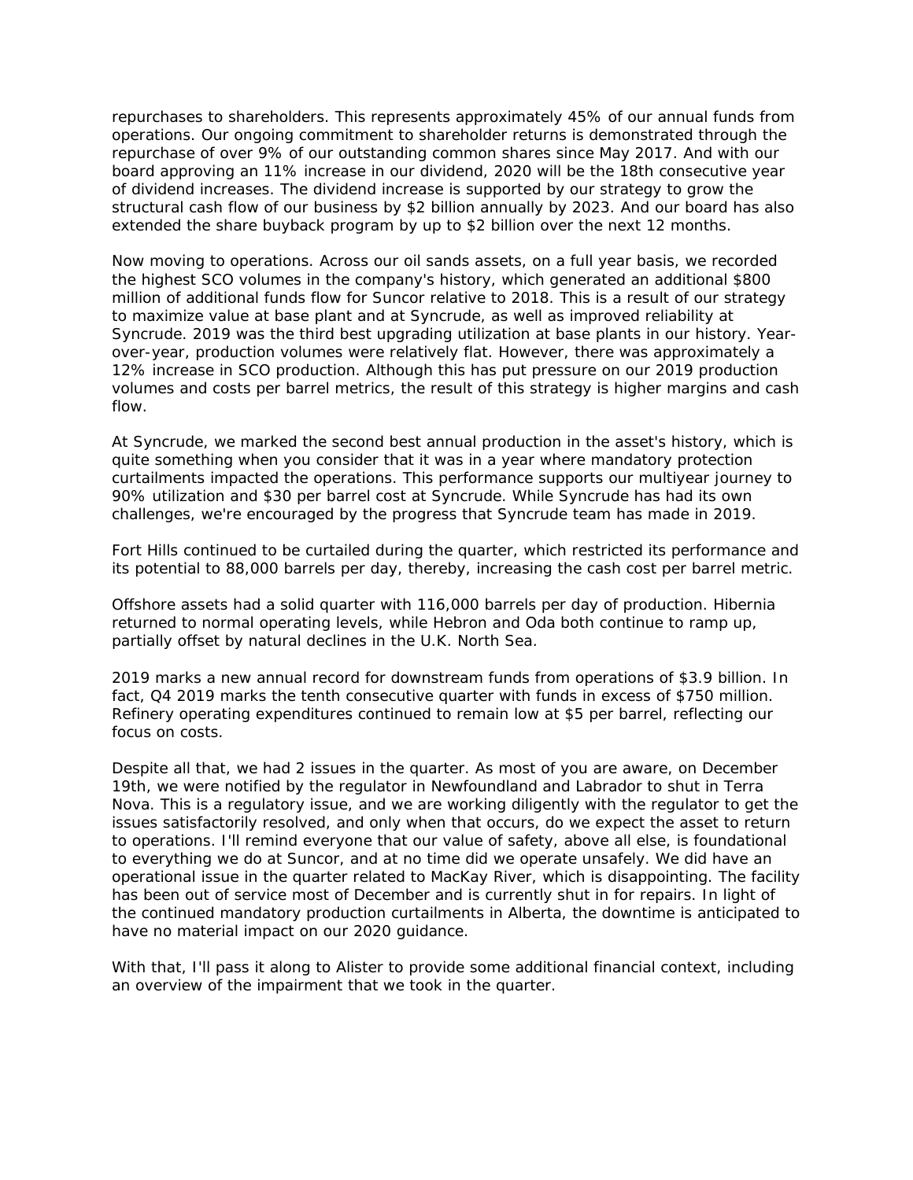repurchases to shareholders. This represents approximately 45% of our annual funds from operations. Our ongoing commitment to shareholder returns is demonstrated through the repurchase of over 9% of our outstanding common shares since May 2017. And with our board approving an 11% increase in our dividend, 2020 will be the 18th consecutive year of dividend increases. The dividend increase is supported by our strategy to grow the structural cash flow of our business by $2 billion annually by 2023. And our board has also extended the share buyback program by up to $2 billion over the next 12 months.

Now moving to operations. Across our oil sands assets, on a full year basis, we recorded the highest SCO volumes in the company's history, which generated an additional $800 million of additional funds flow for Suncor relative to 2018. This is a result of our strategy to maximize value at base plant and at Syncrude, as well as improved reliability at Syncrude. 2019 was the third best upgrading utilization at base plants in our history. Year-over-year, production volumes were relatively flat. However, there was approximately a 12% increase in SCO production. Although this has put pressure on our 2019 production volumes and costs per barrel metrics, the result of this strategy is higher margins and cash flow.

At Syncrude, we marked the second best annual production in the asset's history, which is quite something when you consider that it was in a year where mandatory protection curtailments impacted the operations. This performance supports our multiyear journey to 90% utilization and $30 per barrel cost at Syncrude. While Syncrude has had its own challenges, we're encouraged by the progress that Syncrude team has made in 2019.

Fort Hills continued to be curtailed during the quarter, which restricted its performance and its potential to 88,000 barrels per day, thereby, increasing the cash cost per barrel metric.

Offshore assets had a solid quarter with 116,000 barrels per day of production. Hibernia returned to normal operating levels, while Hebron and Oda both continue to ramp up, partially offset by natural declines in the U.K. North Sea.

2019 marks a new annual record for downstream funds from operations of $3.9 billion. In fact, Q4 2019 marks the tenth consecutive quarter with funds in excess of $750 million. Refinery operating expenditures continued to remain low at $5 per barrel, reflecting our focus on costs.

Despite all that, we had 2 issues in the quarter. As most of you are aware, on December 19th, we were notified by the regulator in Newfoundland and Labrador to shut in Terra Nova. This is a regulatory issue, and we are working diligently with the regulator to get the issues satisfactorily resolved, and only when that occurs, do we expect the asset to return to operations. I'll remind everyone that our value of safety, above all else, is foundational to everything we do at Suncor, and at no time did we operate unsafely. We did have an operational issue in the quarter related to MacKay River, which is disappointing. The facility has been out of service most of December and is currently shut in for repairs. In light of the continued mandatory production curtailments in Alberta, the downtime is anticipated to have no material impact on our 2020 guidance.

With that, I'll pass it along to Alister to provide some additional financial context, including an overview of the impairment that we took in the quarter.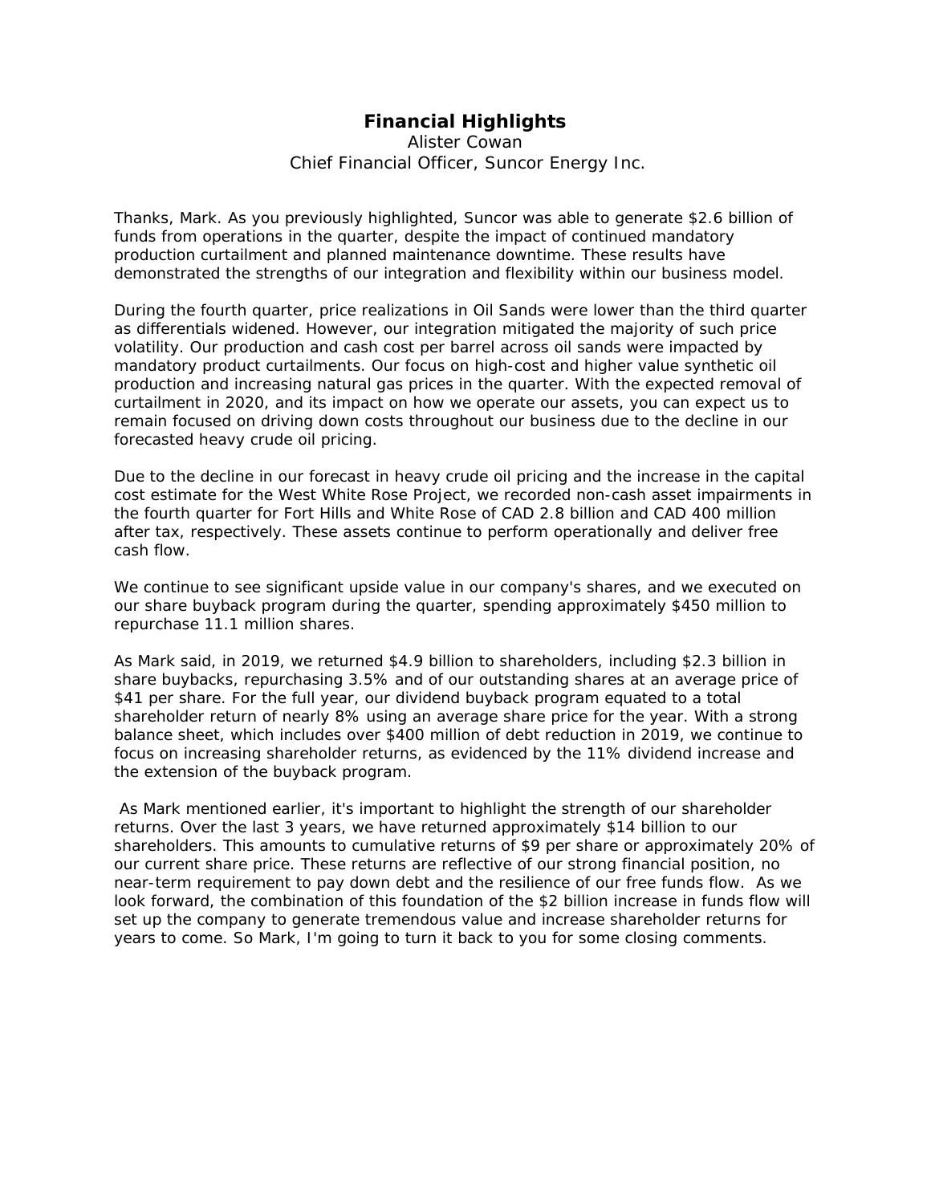# Financial Highlights

Alister Cowan
Chief Financial Officer, Suncor Energy Inc.

Thanks, Mark. As you previously highlighted, Suncor was able to generate $2.6 billion of funds from operations in the quarter, despite the impact of continued mandatory production curtailment and planned maintenance downtime. These results have demonstrated the strengths of our integration and flexibility within our business model.

During the fourth quarter, price realizations in Oil Sands were lower than the third quarter as differentials widened. However, our integration mitigated the majority of such price volatility. Our production and cash cost per barrel across oil sands were impacted by mandatory product curtailments. Our focus on high-cost and higher value synthetic oil production and increasing natural gas prices in the quarter. With the expected removal of curtailment in 2020, and its impact on how we operate our assets, you can expect us to remain focused on driving down costs throughout our business due to the decline in our forecasted heavy crude oil pricing.

Due to the decline in our forecast in heavy crude oil pricing and the increase in the capital cost estimate for the West White Rose Project, we recorded non-cash asset impairments in the fourth quarter for Fort Hills and White Rose of CAD 2.8 billion and CAD 400 million after tax, respectively. These assets continue to perform operationally and deliver free cash flow.

We continue to see significant upside value in our company's shares, and we executed on our share buyback program during the quarter, spending approximately $450 million to repurchase 11.1 million shares.

As Mark said, in 2019, we returned $4.9 billion to shareholders, including $2.3 billion in share buybacks, repurchasing 3.5% and of our outstanding shares at an average price of $41 per share. For the full year, our dividend buyback program equated to a total shareholder return of nearly 8% using an average share price for the year. With a strong balance sheet, which includes over $400 million of debt reduction in 2019, we continue to focus on increasing shareholder returns, as evidenced by the 11% dividend increase and the extension of the buyback program.

As Mark mentioned earlier, it's important to highlight the strength of our shareholder returns. Over the last 3 years, we have returned approximately $14 billion to our shareholders. This amounts to cumulative returns of $9 per share or approximately 20% of our current share price. These returns are reflective of our strong financial position, no near-term requirement to pay down debt and the resilience of our free funds flow. As we look forward, the combination of this foundation of the $2 billion increase in funds flow will set up the company to generate tremendous value and increase shareholder returns for years to come. So Mark, I'm going to turn it back to you for some closing comments.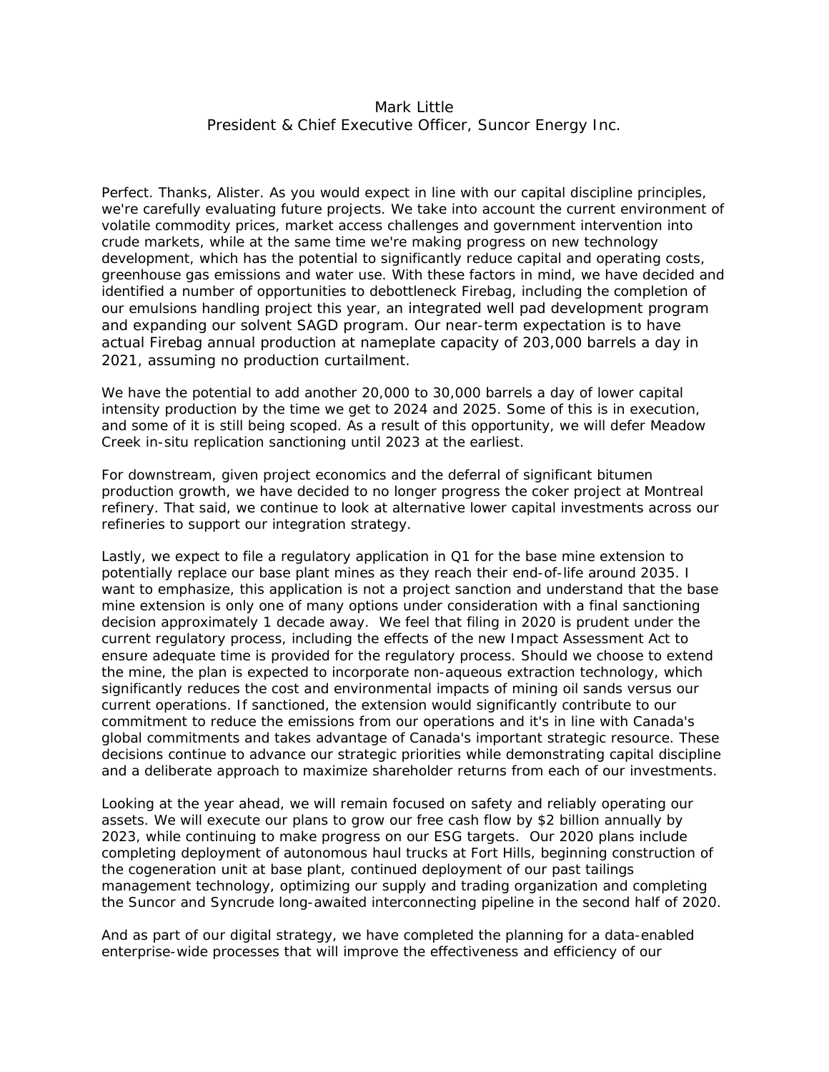Mark Little
President & Chief Executive Officer, Suncor Energy Inc.

Perfect. Thanks, Alister. As you would expect in line with our capital discipline principles, we're carefully evaluating future projects. We take into account the current environment of volatile commodity prices, market access challenges and government intervention into crude markets, while at the same time we're making progress on new technology development, which has the potential to significantly reduce capital and operating costs, greenhouse gas emissions and water use. With these factors in mind, we have decided and identified a number of opportunities to debottleneck Firebag, including the completion of our emulsions handling project this year, an integrated well pad development program and expanding our solvent SAGD program. Our near-term expectation is to have actual Firebag annual production at nameplate capacity of 203,000 barrels a day in 2021, assuming no production curtailment.

We have the potential to add another 20,000 to 30,000 barrels a day of lower capital intensity production by the time we get to 2024 and 2025. Some of this is in execution, and some of it is still being scoped. As a result of this opportunity, we will defer Meadow Creek in-situ replication sanctioning until 2023 at the earliest.

For downstream, given project economics and the deferral of significant bitumen production growth, we have decided to no longer progress the coker project at Montreal refinery. That said, we continue to look at alternative lower capital investments across our refineries to support our integration strategy.

Lastly, we expect to file a regulatory application in Q1 for the base mine extension to potentially replace our base plant mines as they reach their end-of-life around 2035. I want to emphasize, this application is not a project sanction and understand that the base mine extension is only one of many options under consideration with a final sanctioning decision approximately 1 decade away. We feel that filing in 2020 is prudent under the current regulatory process, including the effects of the new Impact Assessment Act to ensure adequate time is provided for the regulatory process. Should we choose to extend the mine, the plan is expected to incorporate non-aqueous extraction technology, which significantly reduces the cost and environmental impacts of mining oil sands versus our current operations. If sanctioned, the extension would significantly contribute to our commitment to reduce the emissions from our operations and it's in line with Canada's global commitments and takes advantage of Canada's important strategic resource. These decisions continue to advance our strategic priorities while demonstrating capital discipline and a deliberate approach to maximize shareholder returns from each of our investments.

Looking at the year ahead, we will remain focused on safety and reliably operating our assets. We will execute our plans to grow our free cash flow by $2 billion annually by 2023, while continuing to make progress on our ESG targets. Our 2020 plans include completing deployment of autonomous haul trucks at Fort Hills, beginning construction of the cogeneration unit at base plant, continued deployment of our past tailings management technology, optimizing our supply and trading organization and completing the Suncor and Syncrude long-awaited interconnecting pipeline in the second half of 2020.

And as part of our digital strategy, we have completed the planning for a data-enabled enterprise-wide processes that will improve the effectiveness and efficiency of our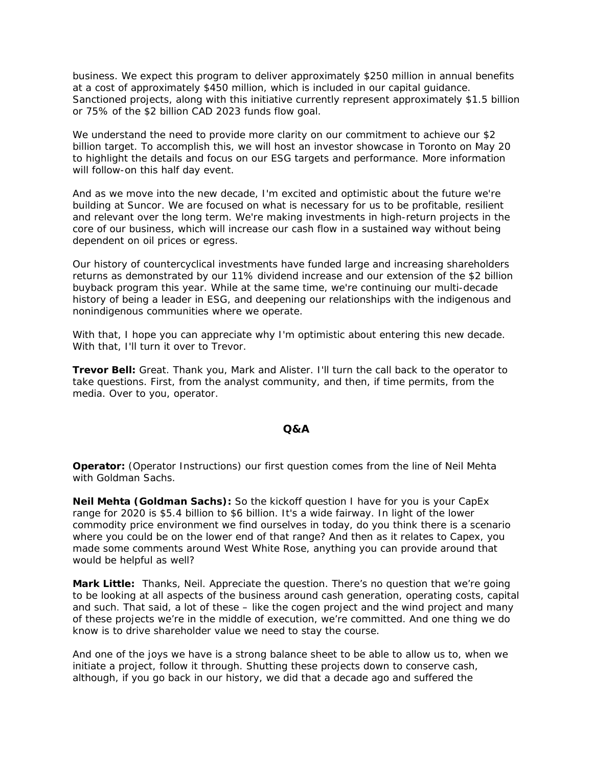business. We expect this program to deliver approximately $250 million in annual benefits at a cost of approximately $450 million, which is included in our capital guidance. Sanctioned projects, along with this initiative currently represent approximately $1.5 billion or 75% of the $2 billion CAD 2023 funds flow goal.

We understand the need to provide more clarity on our commitment to achieve our $2 billion target. To accomplish this, we will host an investor showcase in Toronto on May 20 to highlight the details and focus on our ESG targets and performance. More information will follow-on this half day event.

And as we move into the new decade, I'm excited and optimistic about the future we're building at Suncor. We are focused on what is necessary for us to be profitable, resilient and relevant over the long term. We're making investments in high-return projects in the core of our business, which will increase our cash flow in a sustained way without being dependent on oil prices or egress.

Our history of countercyclical investments have funded large and increasing shareholders returns as demonstrated by our 11% dividend increase and our extension of the $2 billion buyback program this year. While at the same time, we're continuing our multi-decade history of being a leader in ESG, and deepening our relationships with the indigenous and nonindigenous communities where we operate.

With that, I hope you can appreciate why I'm optimistic about entering this new decade. With that, I'll turn it over to Trevor.

**Trevor Bell:** Great. Thank you, Mark and Alister. I'll turn the call back to the operator to take questions. First, from the analyst community, and then, if time permits, from the media. Over to you, operator.

## Q&A

**Operator:** (Operator Instructions) our first question comes from the line of Neil Mehta with Goldman Sachs.

**Neil Mehta (Goldman Sachs):** So the kickoff question I have for you is your CapEx range for 2020 is $5.4 billion to $6 billion. It's a wide fairway. In light of the lower commodity price environment we find ourselves in today, do you think there is a scenario where you could be on the lower end of that range? And then as it relates to Capex, you made some comments around West White Rose, anything you can provide around that would be helpful as well?

**Mark Little:** Thanks, Neil. Appreciate the question. There's no question that we're going to be looking at all aspects of the business around cash generation, operating costs, capital and such. That said, a lot of these – like the cogen project and the wind project and many of these projects we're in the middle of execution, we're committed. And one thing we do know is to drive shareholder value we need to stay the course.

And one of the joys we have is a strong balance sheet to be able to allow us to, when we initiate a project, follow it through. Shutting these projects down to conserve cash, although, if you go back in our history, we did that a decade ago and suffered the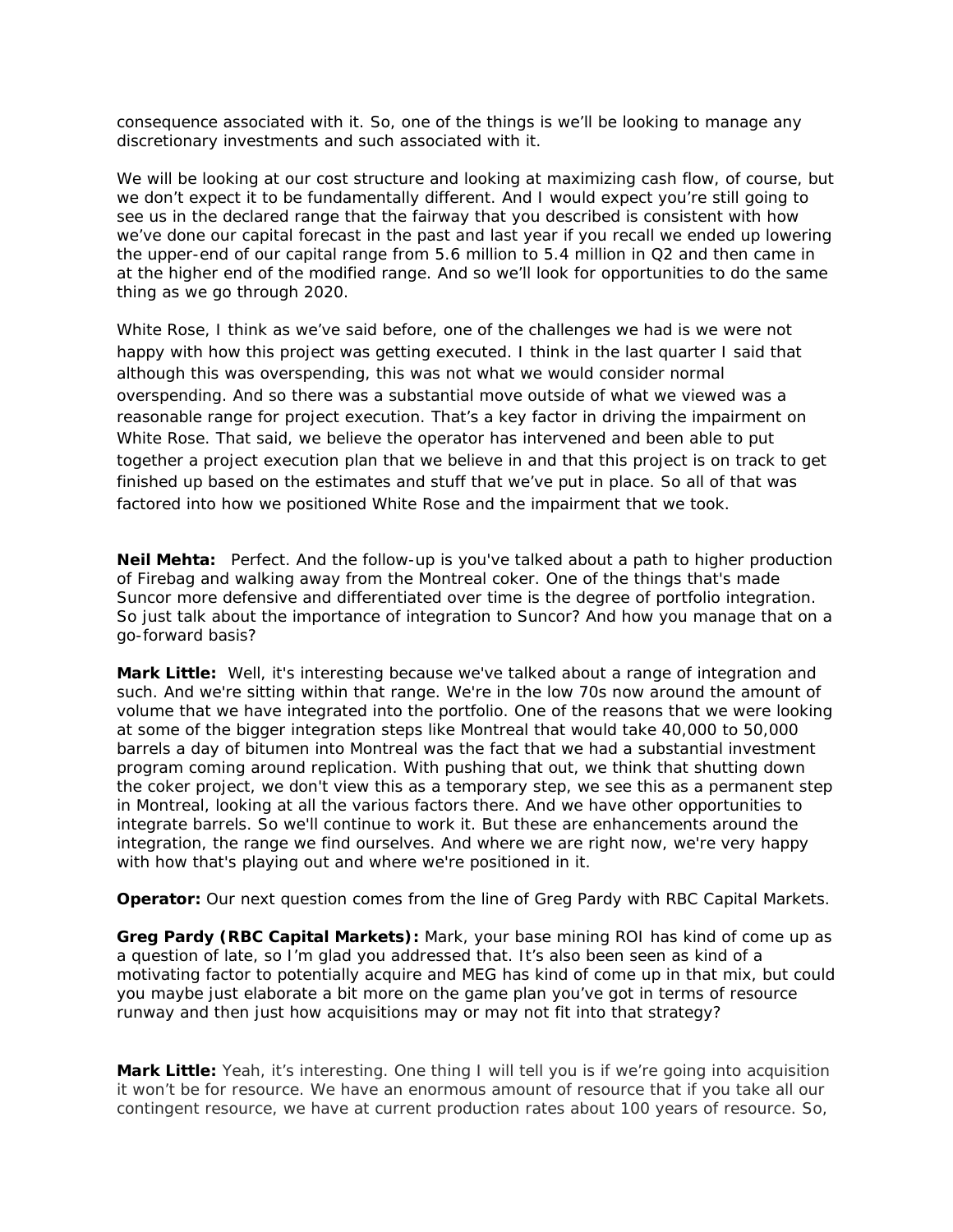consequence associated with it. So, one of the things is we'll be looking to manage any discretionary investments and such associated with it.

We will be looking at our cost structure and looking at maximizing cash flow, of course, but we don't expect it to be fundamentally different. And I would expect you're still going to see us in the declared range that the fairway that you described is consistent with how we've done our capital forecast in the past and last year if you recall we ended up lowering the upper-end of our capital range from 5.6 million to 5.4 million in Q2 and then came in at the higher end of the modified range. And so we'll look for opportunities to do the same thing as we go through 2020.

White Rose, I think as we've said before, one of the challenges we had is we were not happy with how this project was getting executed. I think in the last quarter I said that although this was overspending, this was not what we would consider normal overspending. And so there was a substantial move outside of what we viewed was a reasonable range for project execution. That's a key factor in driving the impairment on White Rose. That said, we believe the operator has intervened and been able to put together a project execution plan that we believe in and that this project is on track to get finished up based on the estimates and stuff that we've put in place. So all of that was factored into how we positioned White Rose and the impairment that we took.

**Neil Mehta:** Perfect. And the follow-up is you've talked about a path to higher production of Firebag and walking away from the Montreal coker. One of the things that's made Suncor more defensive and differentiated over time is the degree of portfolio integration. So just talk about the importance of integration to Suncor? And how you manage that on a go-forward basis?

**Mark Little:** Well, it's interesting because we've talked about a range of integration and such. And we're sitting within that range. We're in the low 70s now around the amount of volume that we have integrated into the portfolio. One of the reasons that we were looking at some of the bigger integration steps like Montreal that would take 40,000 to 50,000 barrels a day of bitumen into Montreal was the fact that we had a substantial investment program coming around replication. With pushing that out, we think that shutting down the coker project, we don't view this as a temporary step, we see this as a permanent step in Montreal, looking at all the various factors there. And we have other opportunities to integrate barrels. So we'll continue to work it. But these are enhancements around the integration, the range we find ourselves. And where we are right now, we're very happy with how that's playing out and where we're positioned in it.

**Operator:** Our next question comes from the line of Greg Pardy with RBC Capital Markets.

**Greg Pardy (RBC Capital Markets):** Mark, your base mining ROI has kind of come up as a question of late, so I'm glad you addressed that. It's also been seen as kind of a motivating factor to potentially acquire and MEG has kind of come up in that mix, but could you maybe just elaborate a bit more on the game plan you've got in terms of resource runway and then just how acquisitions may or may not fit into that strategy?

**Mark Little:** Yeah, it's interesting. One thing I will tell you is if we're going into acquisition it won't be for resource. We have an enormous amount of resource that if you take all our contingent resource, we have at current production rates about 100 years of resource. So,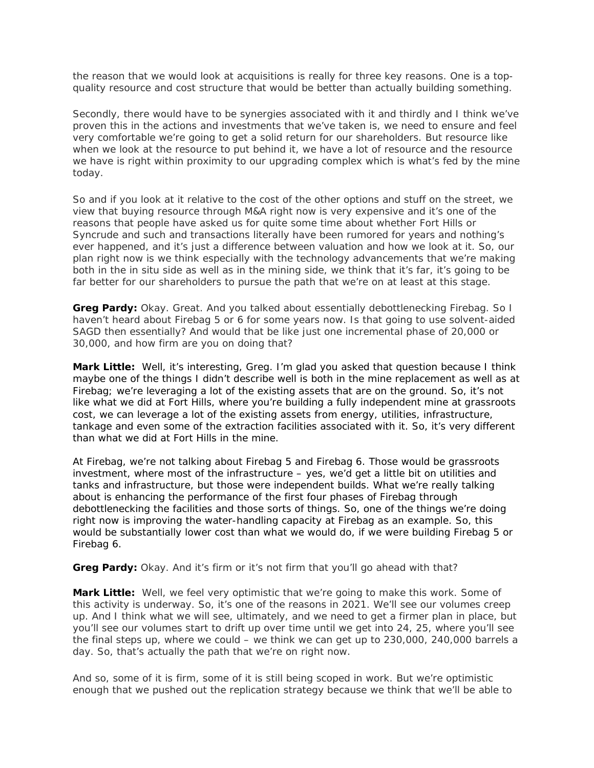the reason that we would look at acquisitions is really for three key reasons. One is a top-quality resource and cost structure that would be better than actually building something.

Secondly, there would have to be synergies associated with it and thirdly and I think we've proven this in the actions and investments that we've taken is, we need to ensure and feel very comfortable we're going to get a solid return for our shareholders. But resource like when we look at the resource to put behind it, we have a lot of resource and the resource we have is right within proximity to our upgrading complex which is what's fed by the mine today.

So and if you look at it relative to the cost of the other options and stuff on the street, we view that buying resource through M&A right now is very expensive and it's one of the reasons that people have asked us for quite some time about whether Fort Hills or Syncrude and such and transactions literally have been rumored for years and nothing's ever happened, and it's just a difference between valuation and how we look at it. So, our plan right now is we think especially with the technology advancements that we're making both in the in situ side as well as in the mining side, we think that it's far, it's going to be far better for our shareholders to pursue the path that we're on at least at this stage.

**Greg Pardy:** Okay. Great. And you talked about essentially debottlenecking Firebag. So I haven't heard about Firebag 5 or 6 for some years now. Is that going to use solvent-aided SAGD then essentially? And would that be like just one incremental phase of 20,000 or 30,000, and how firm are you on doing that?

**Mark Little:** Well, it's interesting, Greg. I'm glad you asked that question because I think maybe one of the things I didn't describe well is both in the mine replacement as well as at Firebag; we're leveraging a lot of the existing assets that are on the ground. So, it's not like what we did at Fort Hills, where you're building a fully independent mine at grassroots cost, we can leverage a lot of the existing assets from energy, utilities, infrastructure, tankage and even some of the extraction facilities associated with it. So, it's very different than what we did at Fort Hills in the mine.

At Firebag, we're not talking about Firebag 5 and Firebag 6. Those would be grassroots investment, where most of the infrastructure – yes, we'd get a little bit on utilities and tanks and infrastructure, but those were independent builds. What we're really talking about is enhancing the performance of the first four phases of Firebag through debottlenecking the facilities and those sorts of things. So, one of the things we're doing right now is improving the water-handling capacity at Firebag as an example. So, this would be substantially lower cost than what we would do, if we were building Firebag 5 or Firebag 6.

**Greg Pardy:** Okay. And it's firm or it's not firm that you'll go ahead with that?

**Mark Little:** Well, we feel very optimistic that we're going to make this work. Some of this activity is underway. So, it's one of the reasons in 2021. We'll see our volumes creep up. And I think what we will see, ultimately, and we need to get a firmer plan in place, but you'll see our volumes start to drift up over time until we get into 24, 25, where you'll see the final steps up, where we could – we think we can get up to 230,000, 240,000 barrels a day. So, that's actually the path that we're on right now.

And so, some of it is firm, some of it is still being scoped in work. But we're optimistic enough that we pushed out the replication strategy because we think that we'll be able to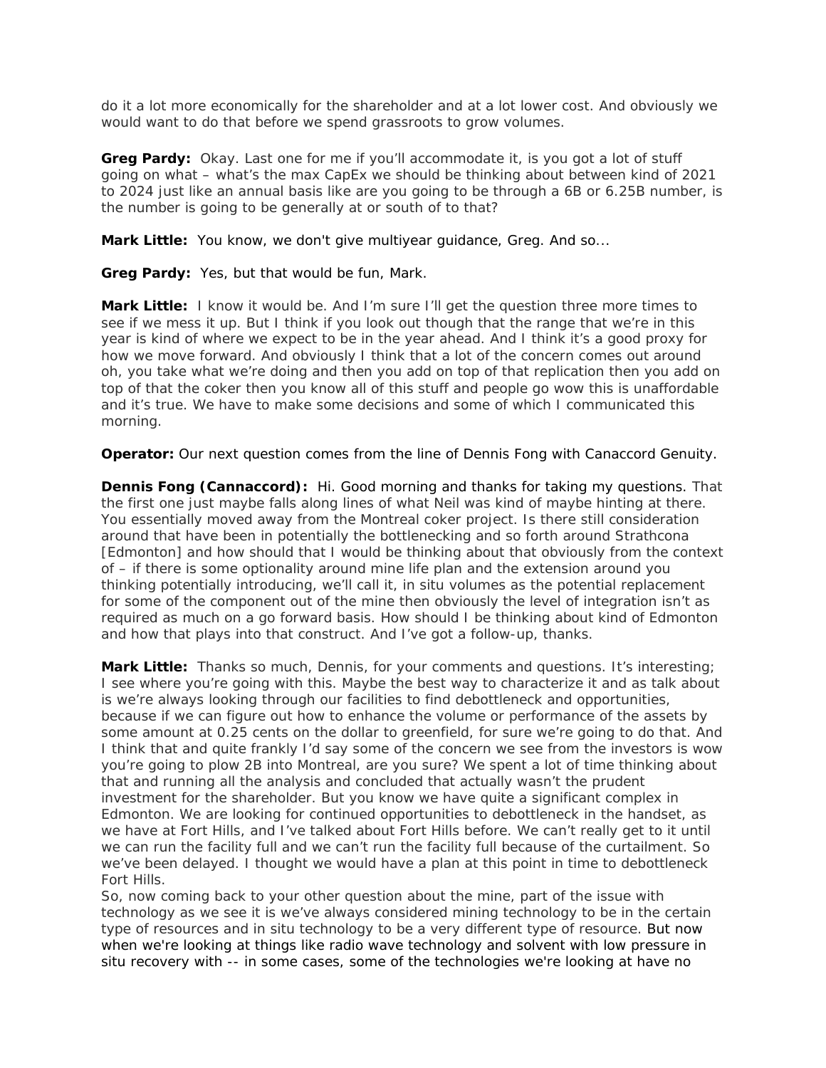do it a lot more economically for the shareholder and at a lot lower cost. And obviously we would want to do that before we spend grassroots to grow volumes.

**Greg Pardy:** Okay. Last one for me if you'll accommodate it, is you got a lot of stuff going on what – what's the max CapEx we should be thinking about between kind of 2021 to 2024 just like an annual basis like are you going to be through a 6B or 6.25B number, is the number is going to be generally at or south of to that?

**Mark Little:** You know, we don't give multiyear guidance, Greg. And so...

**Greg Pardy:** Yes, but that would be fun, Mark.

**Mark Little:** I know it would be. And I'm sure I'll get the question three more times to see if we mess it up. But I think if you look out though that the range that we're in this year is kind of where we expect to be in the year ahead. And I think it's a good proxy for how we move forward. And obviously I think that a lot of the concern comes out around oh, you take what we're doing and then you add on top of that replication then you add on top of that the coker then you know all of this stuff and people go wow this is unaffordable and it's true. We have to make some decisions and some of which I communicated this morning.

**Operator:** Our next question comes from the line of Dennis Fong with Canaccord Genuity.

**Dennis Fong (Cannaccord):** Hi. Good morning and thanks for taking my questions. That the first one just maybe falls along lines of what Neil was kind of maybe hinting at there. You essentially moved away from the Montreal coker project. Is there still consideration around that have been in potentially the bottlenecking and so forth around Strathcona [Edmonton] and how should that I would be thinking about that obviously from the context of – if there is some optionality around mine life plan and the extension around you thinking potentially introducing, we'll call it, in situ volumes as the potential replacement for some of the component out of the mine then obviously the level of integration isn't as required as much on a go forward basis. How should I be thinking about kind of Edmonton and how that plays into that construct. And I've got a follow-up, thanks.

**Mark Little:** Thanks so much, Dennis, for your comments and questions. It's interesting; I see where you're going with this. Maybe the best way to characterize it and as talk about is we're always looking through our facilities to find debottleneck and opportunities, because if we can figure out how to enhance the volume or performance of the assets by some amount at 0.25 cents on the dollar to greenfield, for sure we're going to do that. And I think that and quite frankly I'd say some of the concern we see from the investors is wow you're going to plow 2B into Montreal, are you sure? We spent a lot of time thinking about that and running all the analysis and concluded that actually wasn't the prudent investment for the shareholder. But you know we have quite a significant complex in Edmonton. We are looking for continued opportunities to debottleneck in the handset, as we have at Fort Hills, and I've talked about Fort Hills before. We can't really get to it until we can run the facility full and we can't run the facility full because of the curtailment. So we've been delayed. I thought we would have a plan at this point in time to debottleneck Fort Hills.

So, now coming back to your other question about the mine, part of the issue with technology as we see it is we've always considered mining technology to be in the certain type of resources and in situ technology to be a very different type of resource. But now when we're looking at things like radio wave technology and solvent with low pressure in situ recovery with -- in some cases, some of the technologies we're looking at have no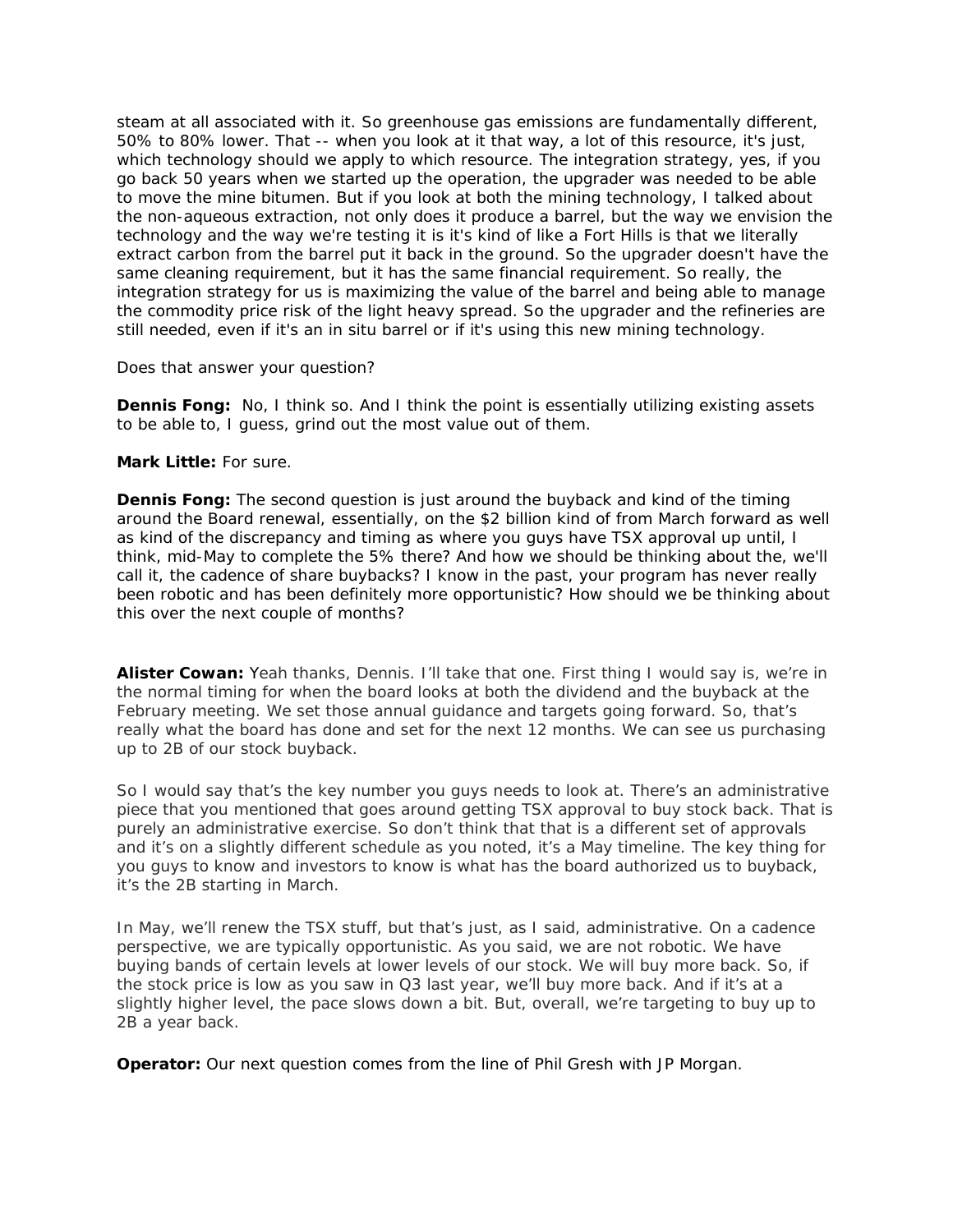steam at all associated with it. So greenhouse gas emissions are fundamentally different, 50% to 80% lower. That -- when you look at it that way, a lot of this resource, it's just, which technology should we apply to which resource. The integration strategy, yes, if you go back 50 years when we started up the operation, the upgrader was needed to be able to move the mine bitumen. But if you look at both the mining technology, I talked about the non-aqueous extraction, not only does it produce a barrel, but the way we envision the technology and the way we're testing it is it's kind of like a Fort Hills is that we literally extract carbon from the barrel put it back in the ground. So the upgrader doesn't have the same cleaning requirement, but it has the same financial requirement. So really, the integration strategy for us is maximizing the value of the barrel and being able to manage the commodity price risk of the light heavy spread. So the upgrader and the refineries are still needed, even if it's an in situ barrel or if it's using this new mining technology.

Does that answer your question?

**Dennis Fong:** No, I think so. And I think the point is essentially utilizing existing assets to be able to, I guess, grind out the most value out of them.

**Mark Little:** For sure.

**Dennis Fong:** The second question is just around the buyback and kind of the timing around the Board renewal, essentially, on the $2 billion kind of from March forward as well as kind of the discrepancy and timing as where you guys have TSX approval up until, I think, mid-May to complete the 5% there? And how we should be thinking about the, we'll call it, the cadence of share buybacks? I know in the past, your program has never really been robotic and has been definitely more opportunistic? How should we be thinking about this over the next couple of months?

**Alister Cowan:** Yeah thanks, Dennis. I'll take that one. First thing I would say is, we're in the normal timing for when the board looks at both the dividend and the buyback at the February meeting. We set those annual guidance and targets going forward. So, that's really what the board has done and set for the next 12 months. We can see us purchasing up to 2B of our stock buyback.

So I would say that's the key number you guys needs to look at. There's an administrative piece that you mentioned that goes around getting TSX approval to buy stock back. That is purely an administrative exercise. So don't think that that is a different set of approvals and it's on a slightly different schedule as you noted, it's a May timeline. The key thing for you guys to know and investors to know is what has the board authorized us to buyback, it's the 2B starting in March.

In May, we'll renew the TSX stuff, but that's just, as I said, administrative. On a cadence perspective, we are typically opportunistic. As you said, we are not robotic. We have buying bands of certain levels at lower levels of our stock. We will buy more back. So, if the stock price is low as you saw in Q3 last year, we'll buy more back. And if it's at a slightly higher level, the pace slows down a bit. But, overall, we're targeting to buy up to 2B a year back.

**Operator:** Our next question comes from the line of Phil Gresh with JP Morgan.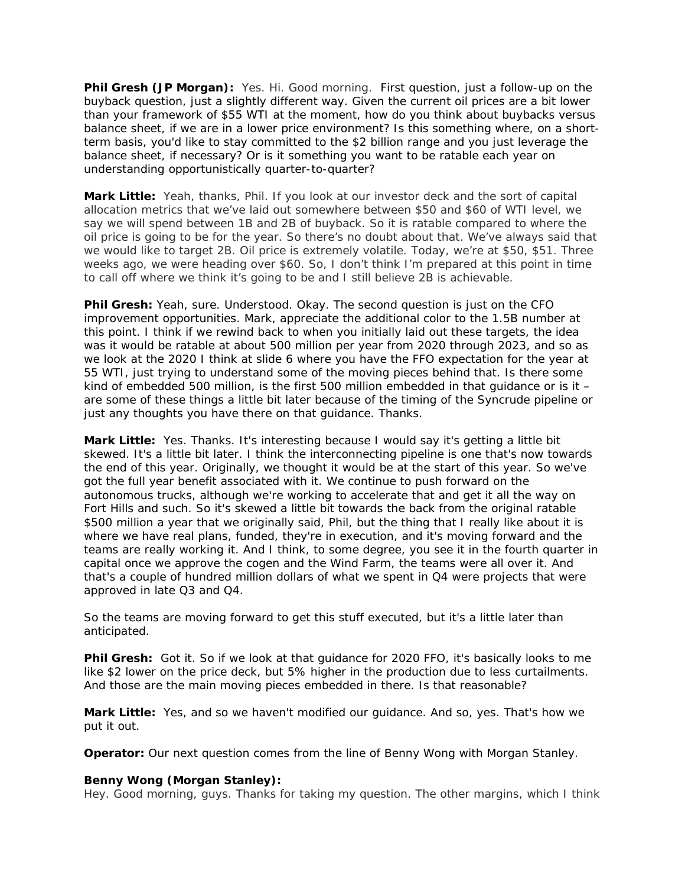**Phil Gresh (JP Morgan):** Yes. Hi. Good morning. First question, just a follow-up on the buyback question, just a slightly different way. Given the current oil prices are a bit lower than your framework of $55 WTI at the moment, how do you think about buybacks versus balance sheet, if we are in a lower price environment? Is this something where, on a short-term basis, you'd like to stay committed to the $2 billion range and you just leverage the balance sheet, if necessary? Or is it something you want to be ratable each year on understanding opportunistically quarter-to-quarter?

**Mark Little:** Yeah, thanks, Phil. If you look at our investor deck and the sort of capital allocation metrics that we've laid out somewhere between $50 and $60 of WTI level, we say we will spend between 1B and 2B of buyback. So it is ratable compared to where the oil price is going to be for the year. So there's no doubt about that. We've always said that we would like to target 2B. Oil price is extremely volatile. Today, we're at $50, $51. Three weeks ago, we were heading over $60. So, I don't think I'm prepared at this point in time to call off where we think it's going to be and I still believe 2B is achievable.

**Phil Gresh:** Yeah, sure. Understood. Okay. The second question is just on the CFO improvement opportunities. Mark, appreciate the additional color to the 1.5B number at this point. I think if we rewind back to when you initially laid out these targets, the idea was it would be ratable at about 500 million per year from 2020 through 2023, and so as we look at the 2020 I think at slide 6 where you have the FFO expectation for the year at 55 WTI, just trying to understand some of the moving pieces behind that. Is there some kind of embedded 500 million, is the first 500 million embedded in that guidance or is it – are some of these things a little bit later because of the timing of the Syncrude pipeline or just any thoughts you have there on that guidance. Thanks.

**Mark Little:** Yes. Thanks. It's interesting because I would say it's getting a little bit skewed. It's a little bit later. I think the interconnecting pipeline is one that's now towards the end of this year. Originally, we thought it would be at the start of this year. So we've got the full year benefit associated with it. We continue to push forward on the autonomous trucks, although we're working to accelerate that and get it all the way on Fort Hills and such. So it's skewed a little bit towards the back from the original ratable $500 million a year that we originally said, Phil, but the thing that I really like about it is where we have real plans, funded, they're in execution, and it's moving forward and the teams are really working it. And I think, to some degree, you see it in the fourth quarter in capital once we approve the cogen and the Wind Farm, the teams were all over it. And that's a couple of hundred million dollars of what we spent in Q4 were projects that were approved in late Q3 and Q4.

So the teams are moving forward to get this stuff executed, but it's a little later than anticipated.

**Phil Gresh:** Got it. So if we look at that guidance for 2020 FFO, it's basically looks to me like $2 lower on the price deck, but 5% higher in the production due to less curtailments. And those are the main moving pieces embedded in there. Is that reasonable?

**Mark Little:** Yes, and so we haven't modified our guidance. And so, yes. That's how we put it out.

**Operator:** Our next question comes from the line of Benny Wong with Morgan Stanley.

**Benny Wong (Morgan Stanley):**
Hey. Good morning, guys. Thanks for taking my question. The other margins, which I think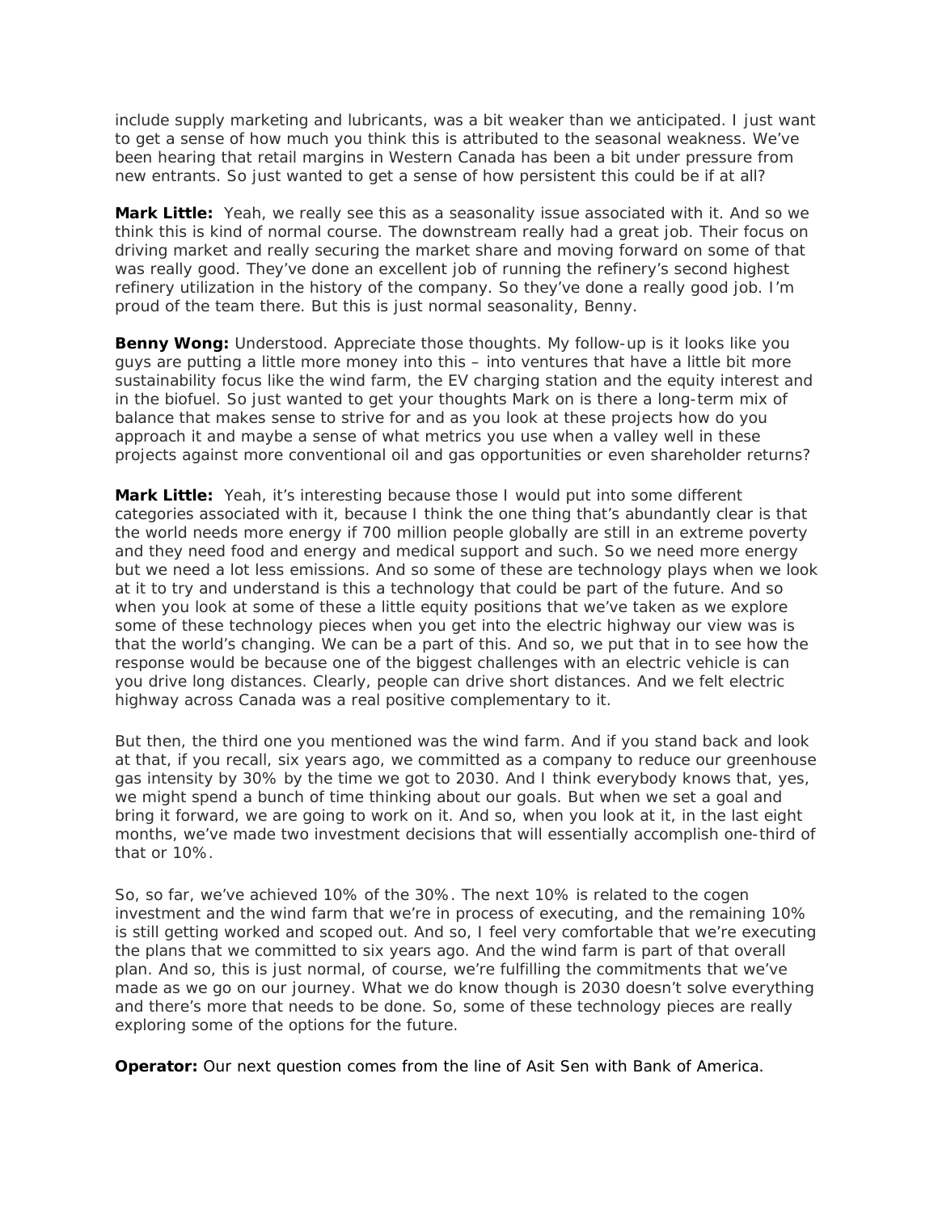include supply marketing and lubricants, was a bit weaker than we anticipated. I just want to get a sense of how much you think this is attributed to the seasonal weakness. We've been hearing that retail margins in Western Canada has been a bit under pressure from new entrants. So just wanted to get a sense of how persistent this could be if at all?

**Mark Little:** Yeah, we really see this as a seasonality issue associated with it. And so we think this is kind of normal course. The downstream really had a great job. Their focus on driving market and really securing the market share and moving forward on some of that was really good. They've done an excellent job of running the refinery's second highest refinery utilization in the history of the company. So they've done a really good job. I'm proud of the team there. But this is just normal seasonality, Benny.

**Benny Wong:** Understood. Appreciate those thoughts. My follow-up is it looks like you guys are putting a little more money into this – into ventures that have a little bit more sustainability focus like the wind farm, the EV charging station and the equity interest and in the biofuel. So just wanted to get your thoughts Mark on is there a long-term mix of balance that makes sense to strive for and as you look at these projects how do you approach it and maybe a sense of what metrics you use when a valley well in these projects against more conventional oil and gas opportunities or even shareholder returns?

**Mark Little:** Yeah, it's interesting because those I would put into some different categories associated with it, because I think the one thing that's abundantly clear is that the world needs more energy if 700 million people globally are still in an extreme poverty and they need food and energy and medical support and such. So we need more energy but we need a lot less emissions. And so some of these are technology plays when we look at it to try and understand is this a technology that could be part of the future. And so when you look at some of these a little equity positions that we've taken as we explore some of these technology pieces when you get into the electric highway our view was is that the world's changing. We can be a part of this. And so, we put that in to see how the response would be because one of the biggest challenges with an electric vehicle is can you drive long distances. Clearly, people can drive short distances. And we felt electric highway across Canada was a real positive complementary to it.

But then, the third one you mentioned was the wind farm. And if you stand back and look at that, if you recall, six years ago, we committed as a company to reduce our greenhouse gas intensity by 30% by the time we got to 2030. And I think everybody knows that, yes, we might spend a bunch of time thinking about our goals. But when we set a goal and bring it forward, we are going to work on it. And so, when you look at it, in the last eight months, we've made two investment decisions that will essentially accomplish one-third of that or 10%.

So, so far, we've achieved 10% of the 30%. The next 10% is related to the cogen investment and the wind farm that we're in process of executing, and the remaining 10% is still getting worked and scoped out. And so, I feel very comfortable that we're executing the plans that we committed to six years ago. And the wind farm is part of that overall plan. And so, this is just normal, of course, we're fulfilling the commitments that we've made as we go on our journey. What we do know though is 2030 doesn't solve everything and there's more that needs to be done. So, some of these technology pieces are really exploring some of the options for the future.

**Operator:** Our next question comes from the line of Asit Sen with Bank of America.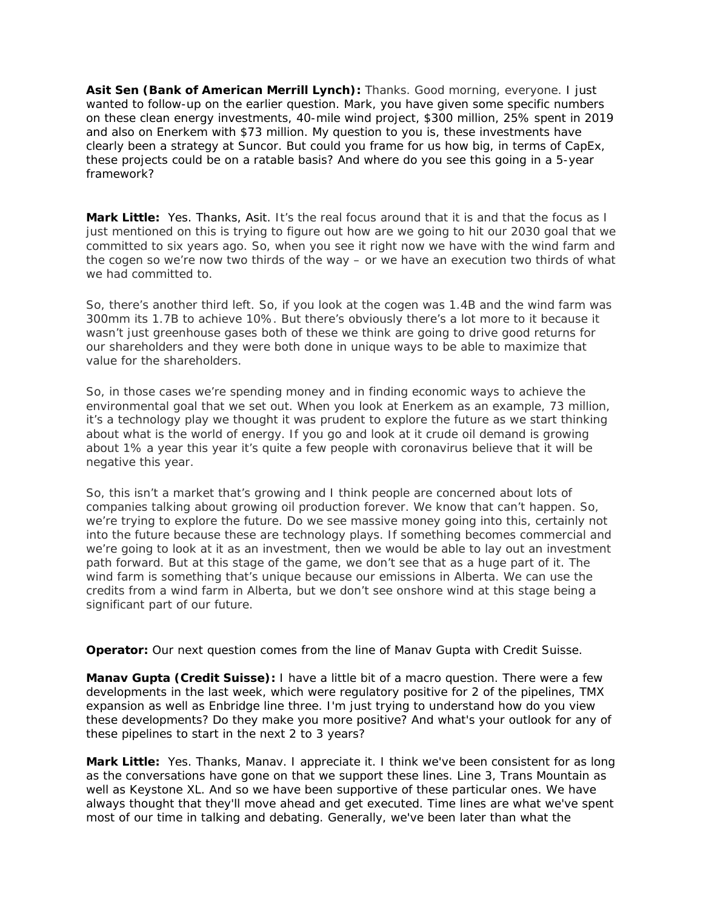**Asit Sen (Bank of American Merrill Lynch):** Thanks. Good morning, everyone. I just wanted to follow-up on the earlier question. Mark, you have given some specific numbers on these clean energy investments, 40-mile wind project, $300 million, 25% spent in 2019 and also on Enerkem with $73 million. My question to you is, these investments have clearly been a strategy at Suncor. But could you frame for us how big, in terms of CapEx, these projects could be on a ratable basis? And where do you see this going in a 5-year framework?

**Mark Little:** Yes. Thanks, Asit. It's the real focus around that it is and that the focus as I just mentioned on this is trying to figure out how are we going to hit our 2030 goal that we committed to six years ago. So, when you see it right now we have with the wind farm and the cogen so we're now two thirds of the way – or we have an execution two thirds of what we had committed to.

So, there's another third left. So, if you look at the cogen was 1.4B and the wind farm was 300mm its 1.7B to achieve 10%. But there's obviously there's a lot more to it because it wasn't just greenhouse gases both of these we think are going to drive good returns for our shareholders and they were both done in unique ways to be able to maximize that value for the shareholders.

So, in those cases we're spending money and in finding economic ways to achieve the environmental goal that we set out. When you look at Enerkem as an example, 73 million, it's a technology play we thought it was prudent to explore the future as we start thinking about what is the world of energy. If you go and look at it crude oil demand is growing about 1% a year this year it's quite a few people with coronavirus believe that it will be negative this year.

So, this isn't a market that's growing and I think people are concerned about lots of companies talking about growing oil production forever. We know that can't happen. So, we're trying to explore the future. Do we see massive money going into this, certainly not into the future because these are technology plays. If something becomes commercial and we're going to look at it as an investment, then we would be able to lay out an investment path forward. But at this stage of the game, we don't see that as a huge part of it. The wind farm is something that's unique because our emissions in Alberta. We can use the credits from a wind farm in Alberta, but we don't see onshore wind at this stage being a significant part of our future.

**Operator:** Our next question comes from the line of Manav Gupta with Credit Suisse.

**Manav Gupta (Credit Suisse):** I have a little bit of a macro question. There were a few developments in the last week, which were regulatory positive for 2 of the pipelines, TMX expansion as well as Enbridge line three. I'm just trying to understand how do you view these developments? Do they make you more positive? And what's your outlook for any of these pipelines to start in the next 2 to 3 years?

**Mark Little:** Yes. Thanks, Manav. I appreciate it. I think we've been consistent for as long as the conversations have gone on that we support these lines. Line 3, Trans Mountain as well as Keystone XL. And so we have been supportive of these particular ones. We have always thought that they'll move ahead and get executed. Time lines are what we've spent most of our time in talking and debating. Generally, we've been later than what the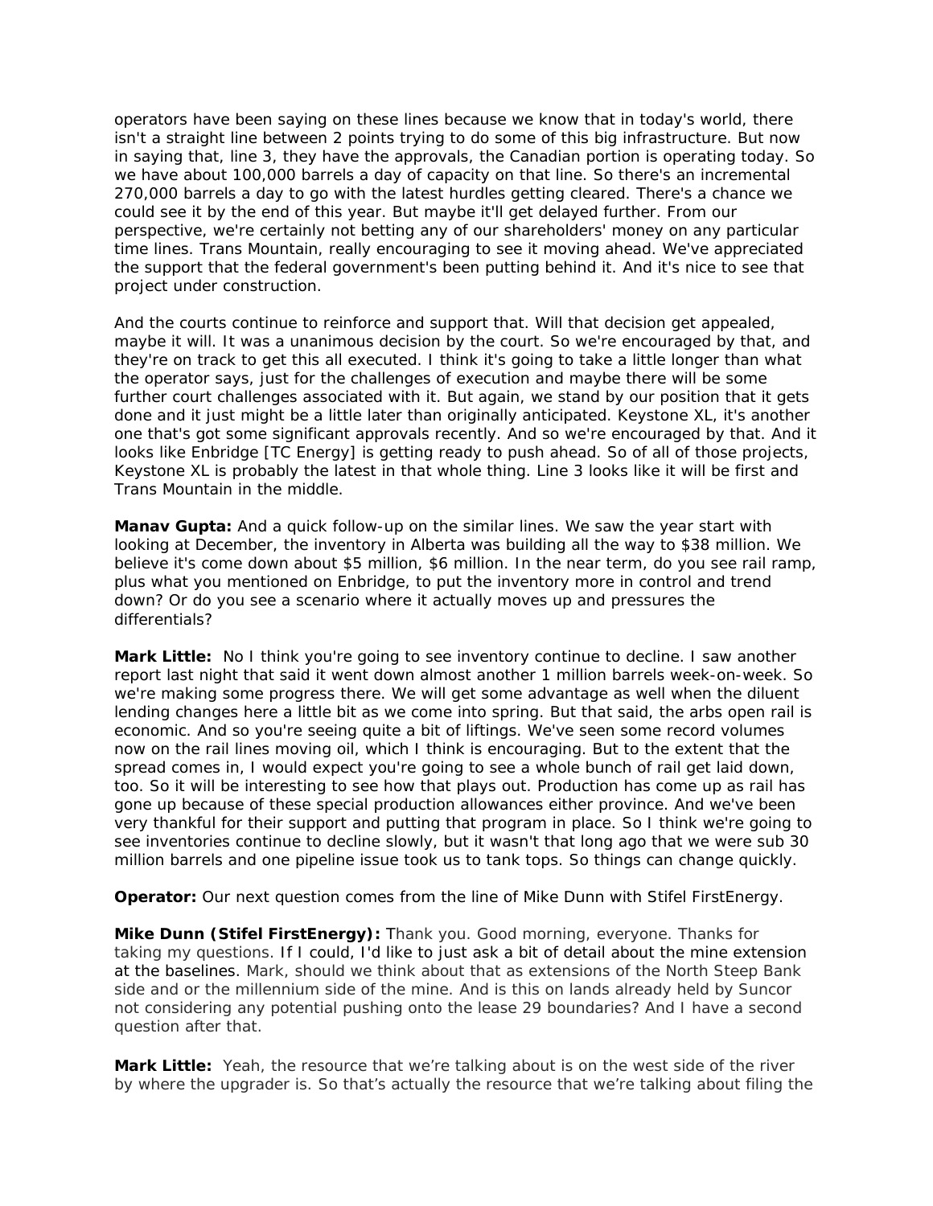operators have been saying on these lines because we know that in today's world, there isn't a straight line between 2 points trying to do some of this big infrastructure. But now in saying that, line 3, they have the approvals, the Canadian portion is operating today. So we have about 100,000 barrels a day of capacity on that line. So there's an incremental 270,000 barrels a day to go with the latest hurdles getting cleared. There's a chance we could see it by the end of this year. But maybe it'll get delayed further. From our perspective, we're certainly not betting any of our shareholders' money on any particular time lines. Trans Mountain, really encouraging to see it moving ahead. We've appreciated the support that the federal government's been putting behind it. And it's nice to see that project under construction.

And the courts continue to reinforce and support that. Will that decision get appealed, maybe it will. It was a unanimous decision by the court. So we're encouraged by that, and they're on track to get this all executed. I think it's going to take a little longer than what the operator says, just for the challenges of execution and maybe there will be some further court challenges associated with it. But again, we stand by our position that it gets done and it just might be a little later than originally anticipated. Keystone XL, it's another one that's got some significant approvals recently. And so we're encouraged by that. And it looks like Enbridge [TC Energy] is getting ready to push ahead. So of all of those projects, Keystone XL is probably the latest in that whole thing. Line 3 looks like it will be first and Trans Mountain in the middle.

**Manav Gupta:** And a quick follow-up on the similar lines. We saw the year start with looking at December, the inventory in Alberta was building all the way to $38 million. We believe it's come down about $5 million, $6 million. In the near term, do you see rail ramp, plus what you mentioned on Enbridge, to put the inventory more in control and trend down? Or do you see a scenario where it actually moves up and pressures the differentials?

**Mark Little:** No I think you're going to see inventory continue to decline. I saw another report last night that said it went down almost another 1 million barrels week-on-week. So we're making some progress there. We will get some advantage as well when the diluent lending changes here a little bit as we come into spring. But that said, the arbs open rail is economic. And so you're seeing quite a bit of liftings. We've seen some record volumes now on the rail lines moving oil, which I think is encouraging. But to the extent that the spread comes in, I would expect you're going to see a whole bunch of rail get laid down, too. So it will be interesting to see how that plays out. Production has come up as rail has gone up because of these special production allowances either province. And we've been very thankful for their support and putting that program in place. So I think we're going to see inventories continue to decline slowly, but it wasn't that long ago that we were sub 30 million barrels and one pipeline issue took us to tank tops. So things can change quickly.

**Operator:** Our next question comes from the line of Mike Dunn with Stifel FirstEnergy.

**Mike Dunn (Stifel FirstEnergy):** Thank you. Good morning, everyone. Thanks for taking my questions. If I could, I'd like to just ask a bit of detail about the mine extension at the baselines. Mark, should we think about that as extensions of the North Steep Bank side and or the millennium side of the mine. And is this on lands already held by Suncor not considering any potential pushing onto the lease 29 boundaries? And I have a second question after that.

**Mark Little:** Yeah, the resource that we're talking about is on the west side of the river by where the upgrader is. So that's actually the resource that we're talking about filing the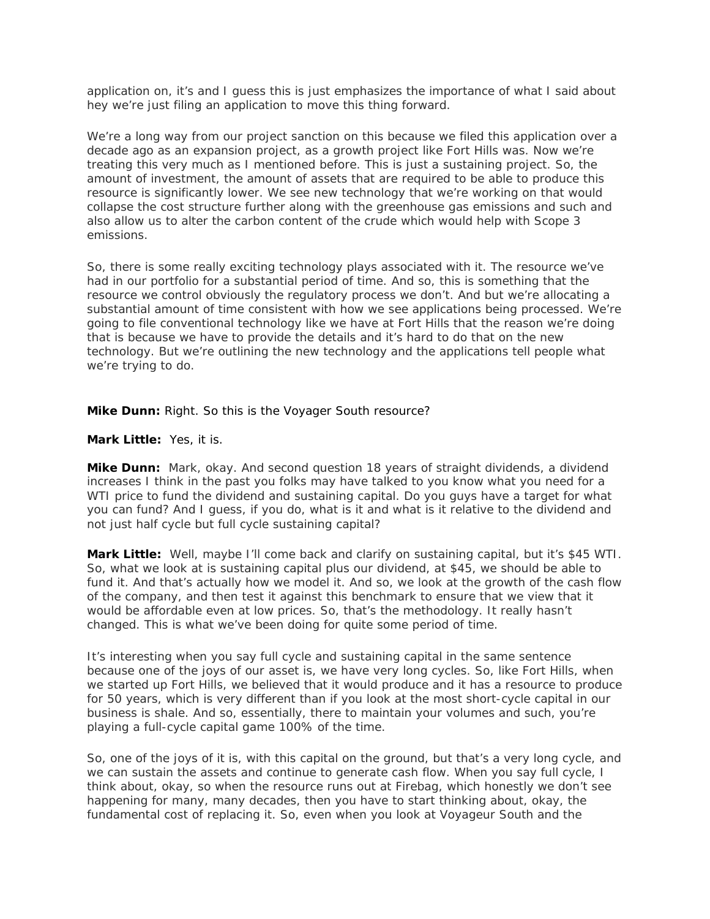application on, it's and I guess this is just emphasizes the importance of what I said about hey we're just filing an application to move this thing forward.

We're a long way from our project sanction on this because we filed this application over a decade ago as an expansion project, as a growth project like Fort Hills was. Now we're treating this very much as I mentioned before. This is just a sustaining project. So, the amount of investment, the amount of assets that are required to be able to produce this resource is significantly lower. We see new technology that we're working on that would collapse the cost structure further along with the greenhouse gas emissions and such and also allow us to alter the carbon content of the crude which would help with Scope 3 emissions.

So, there is some really exciting technology plays associated with it. The resource we've had in our portfolio for a substantial period of time. And so, this is something that the resource we control obviously the regulatory process we don't. And but we're allocating a substantial amount of time consistent with how we see applications being processed. We're going to file conventional technology like we have at Fort Hills that the reason we're doing that is because we have to provide the details and it's hard to do that on the new technology. But we're outlining the new technology and the applications tell people what we're trying to do.

**Mike Dunn:** Right. So this is the Voyager South resource?

**Mark Little:** Yes, it is.

**Mike Dunn:** Mark, okay. And second question 18 years of straight dividends, a dividend increases I think in the past you folks may have talked to you know what you need for a WTI price to fund the dividend and sustaining capital. Do you guys have a target for what you can fund? And I guess, if you do, what is it and what is it relative to the dividend and not just half cycle but full cycle sustaining capital?

**Mark Little:** Well, maybe I'll come back and clarify on sustaining capital, but it's $45 WTI. So, what we look at is sustaining capital plus our dividend, at $45, we should be able to fund it. And that's actually how we model it. And so, we look at the growth of the cash flow of the company, and then test it against this benchmark to ensure that we view that it would be affordable even at low prices. So, that's the methodology. It really hasn't changed. This is what we've been doing for quite some period of time.

It's interesting when you say full cycle and sustaining capital in the same sentence because one of the joys of our asset is, we have very long cycles. So, like Fort Hills, when we started up Fort Hills, we believed that it would produce and it has a resource to produce for 50 years, which is very different than if you look at the most short-cycle capital in our business is shale. And so, essentially, there to maintain your volumes and such, you're playing a full-cycle capital game 100% of the time.

So, one of the joys of it is, with this capital on the ground, but that's a very long cycle, and we can sustain the assets and continue to generate cash flow. When you say full cycle, I think about, okay, so when the resource runs out at Firebag, which honestly we don't see happening for many, many decades, then you have to start thinking about, okay, the fundamental cost of replacing it. So, even when you look at Voyageur South and the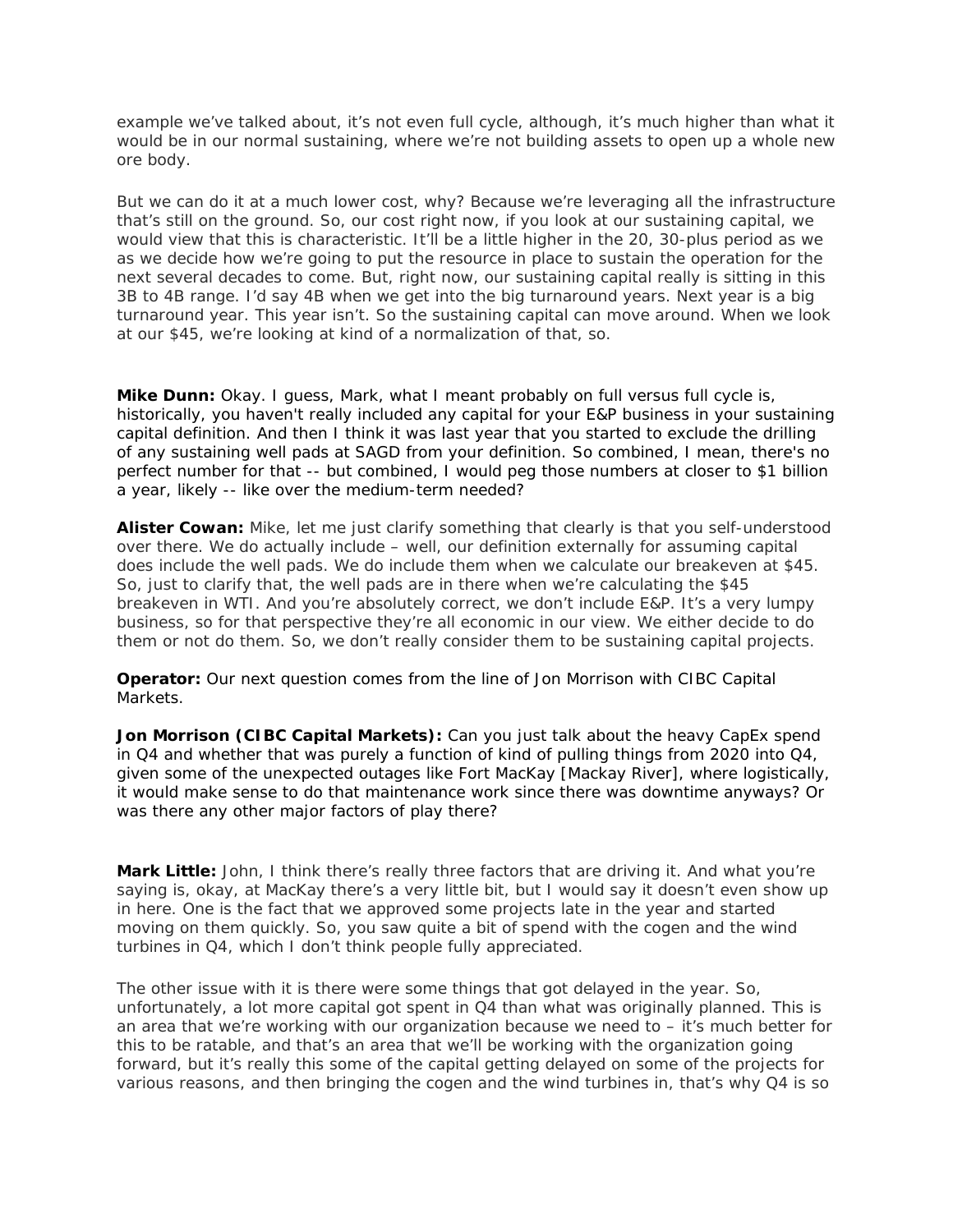example we've talked about, it's not even full cycle, although, it's much higher than what it would be in our normal sustaining, where we're not building assets to open up a whole new ore body.

But we can do it at a much lower cost, why? Because we're leveraging all the infrastructure that's still on the ground. So, our cost right now, if you look at our sustaining capital, we would view that this is characteristic. It'll be a little higher in the 20, 30-plus period as we as we decide how we're going to put the resource in place to sustain the operation for the next several decades to come. But, right now, our sustaining capital really is sitting in this 3B to 4B range. I'd say 4B when we get into the big turnaround years. Next year is a big turnaround year. This year isn't. So the sustaining capital can move around. When we look at our $45, we're looking at kind of a normalization of that, so.

**Mike Dunn:** Okay. I guess, Mark, what I meant probably on full versus full cycle is, historically, you haven't really included any capital for your E&P business in your sustaining capital definition. And then I think it was last year that you started to exclude the drilling of any sustaining well pads at SAGD from your definition. So combined, I mean, there's no perfect number for that -- but combined, I would peg those numbers at closer to $1 billion a year, likely -- like over the medium-term needed?

**Alister Cowan:** Mike, let me just clarify something that clearly is that you self-understood over there. We do actually include – well, our definition externally for assuming capital does include the well pads. We do include them when we calculate our breakeven at $45. So, just to clarify that, the well pads are in there when we're calculating the $45 breakeven in WTI. And you're absolutely correct, we don't include E&P. It's a very lumpy business, so for that perspective they're all economic in our view. We either decide to do them or not do them. So, we don't really consider them to be sustaining capital projects.

**Operator:** Our next question comes from the line of Jon Morrison with CIBC Capital Markets.

**Jon Morrison (CIBC Capital Markets):** Can you just talk about the heavy CapEx spend in Q4 and whether that was purely a function of kind of pulling things from 2020 into Q4, given some of the unexpected outages like Fort MacKay [Mackay River], where logistically, it would make sense to do that maintenance work since there was downtime anyways? Or was there any other major factors of play there?

**Mark Little:** John, I think there's really three factors that are driving it. And what you're saying is, okay, at MacKay there's a very little bit, but I would say it doesn't even show up in here. One is the fact that we approved some projects late in the year and started moving on them quickly. So, you saw quite a bit of spend with the cogen and the wind turbines in Q4, which I don't think people fully appreciated.

The other issue with it is there were some things that got delayed in the year. So, unfortunately, a lot more capital got spent in Q4 than what was originally planned. This is an area that we're working with our organization because we need to – it's much better for this to be ratable, and that's an area that we'll be working with the organization going forward, but it's really this some of the capital getting delayed on some of the projects for various reasons, and then bringing the cogen and the wind turbines in, that's why Q4 is so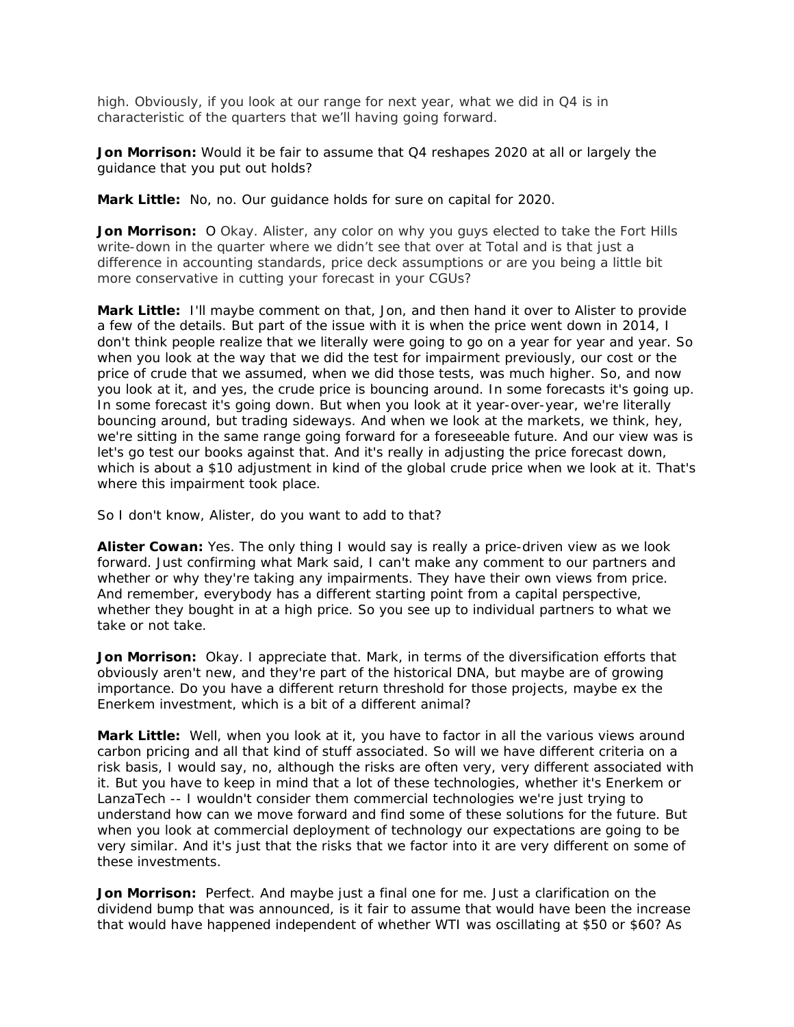high. Obviously, if you look at our range for next year, what we did in Q4 is in characteristic of the quarters that we'll having going forward.

**Jon Morrison:** Would it be fair to assume that Q4 reshapes 2020 at all or largely the guidance that you put out holds?

**Mark Little:** No, no. Our guidance holds for sure on capital for 2020.

**Jon Morrison:** O Okay. Alister, any color on why you guys elected to take the Fort Hills write-down in the quarter where we didn't see that over at Total and is that just a difference in accounting standards, price deck assumptions or are you being a little bit more conservative in cutting your forecast in your CGUs?

**Mark Little:** I'll maybe comment on that, Jon, and then hand it over to Alister to provide a few of the details. But part of the issue with it is when the price went down in 2014, I don't think people realize that we literally were going to go on a year for year and year. So when you look at the way that we did the test for impairment previously, our cost or the price of crude that we assumed, when we did those tests, was much higher. So, and now you look at it, and yes, the crude price is bouncing around. In some forecasts it's going up. In some forecast it's going down. But when you look at it year-over-year, we're literally bouncing around, but trading sideways. And when we look at the markets, we think, hey, we're sitting in the same range going forward for a foreseeable future. And our view was is let's go test our books against that. And it's really in adjusting the price forecast down, which is about a $10 adjustment in kind of the global crude price when we look at it. That's where this impairment took place.

So I don't know, Alister, do you want to add to that?

**Alister Cowan:** Yes. The only thing I would say is really a price-driven view as we look forward. Just confirming what Mark said, I can't make any comment to our partners and whether or why they're taking any impairments. They have their own views from price. And remember, everybody has a different starting point from a capital perspective, whether they bought in at a high price. So you see up to individual partners to what we take or not take.

**Jon Morrison:** Okay. I appreciate that. Mark, in terms of the diversification efforts that obviously aren't new, and they're part of the historical DNA, but maybe are of growing importance. Do you have a different return threshold for those projects, maybe ex the Enerkem investment, which is a bit of a different animal?

**Mark Little:** Well, when you look at it, you have to factor in all the various views around carbon pricing and all that kind of stuff associated. So will we have different criteria on a risk basis, I would say, no, although the risks are often very, very different associated with it. But you have to keep in mind that a lot of these technologies, whether it's Enerkem or LanzaTech -- I wouldn't consider them commercial technologies we're just trying to understand how can we move forward and find some of these solutions for the future. But when you look at commercial deployment of technology our expectations are going to be very similar. And it's just that the risks that we factor into it are very different on some of these investments.

**Jon Morrison:** Perfect. And maybe just a final one for me. Just a clarification on the dividend bump that was announced, is it fair to assume that would have been the increase that would have happened independent of whether WTI was oscillating at $50 or $60? As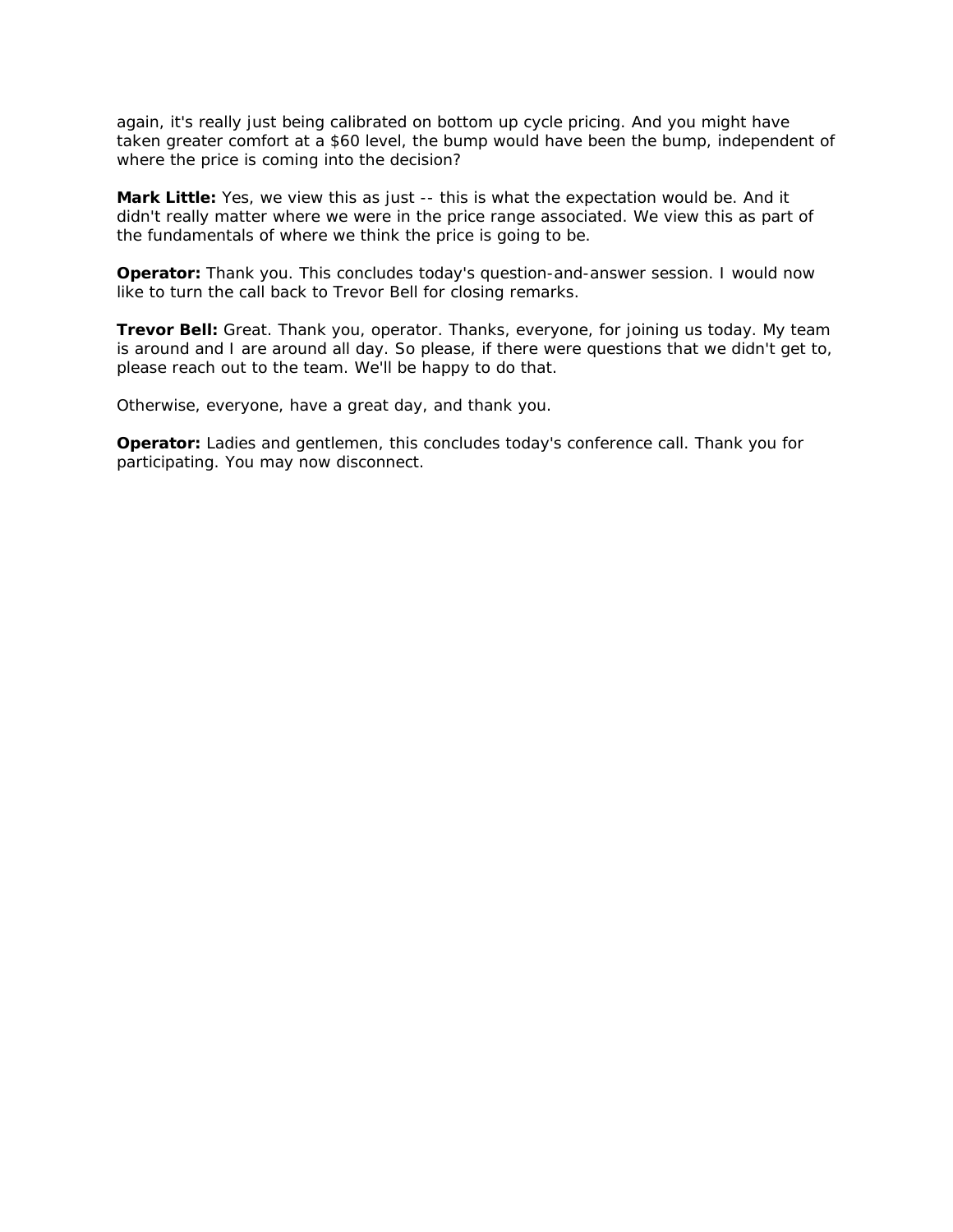again, it's really just being calibrated on bottom up cycle pricing. And you might have taken greater comfort at a $60 level, the bump would have been the bump, independent of where the price is coming into the decision?

**Mark Little:** Yes, we view this as just -- this is what the expectation would be. And it didn't really matter where we were in the price range associated. We view this as part of the fundamentals of where we think the price is going to be.

**Operator:** Thank you. This concludes today's question-and-answer session. I would now like to turn the call back to Trevor Bell for closing remarks.

**Trevor Bell:** Great. Thank you, operator. Thanks, everyone, for joining us today. My team is around and I are around all day. So please, if there were questions that we didn't get to, please reach out to the team. We'll be happy to do that.

Otherwise, everyone, have a great day, and thank you.

**Operator:** Ladies and gentlemen, this concludes today's conference call. Thank you for participating. You may now disconnect.